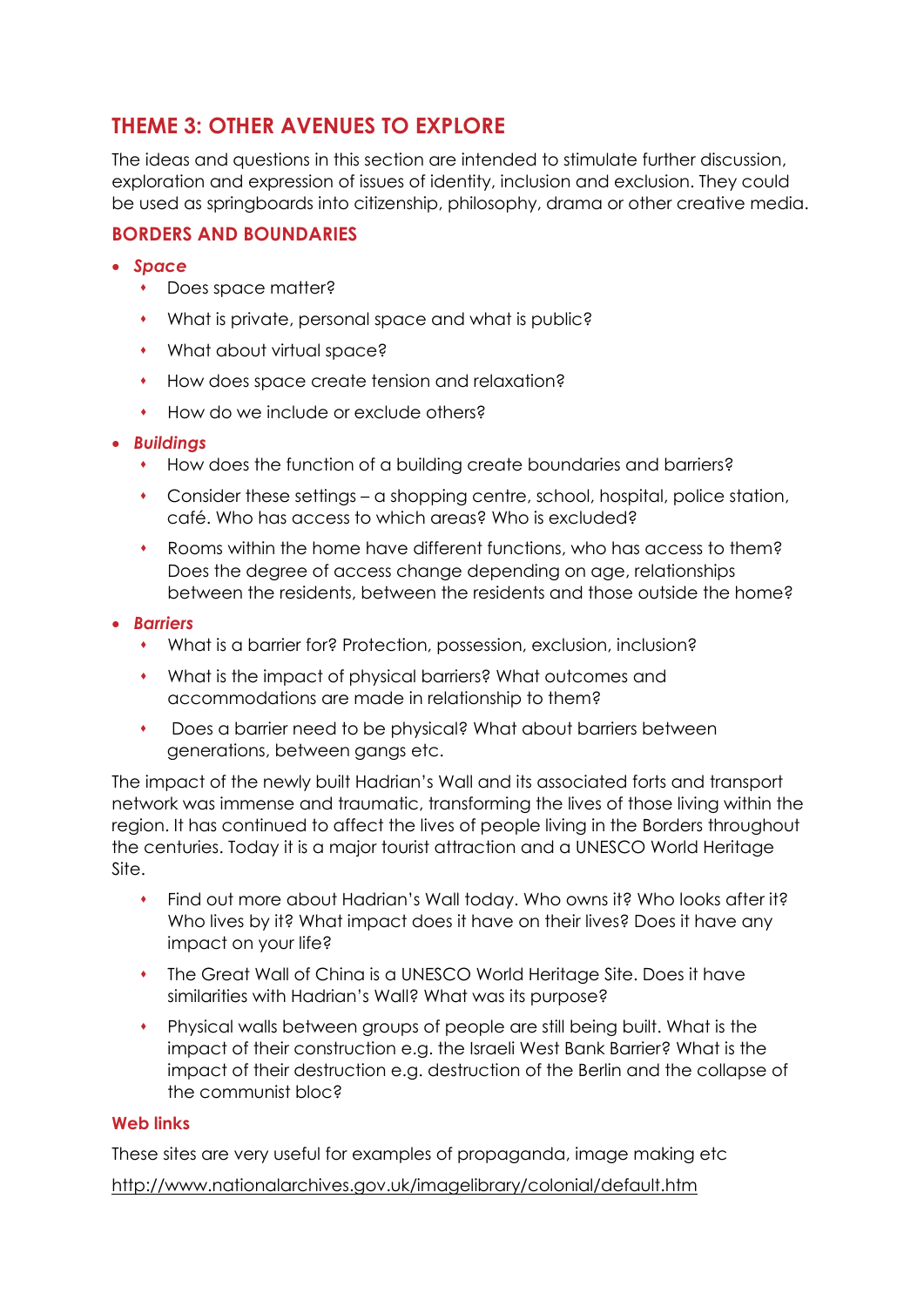## THEME 3: OTHER AVENUES TO EXPLORE

The ideas and questions in this section are intended to stimulate further discussion, exploration and expression of issues of identity, inclusion and exclusion. They could be used as springboards into citizenship, philosophy, drama or other creative media.

### BORDERS AND BOUNDARIES

- ***Space***
  - Does space matter?
  - What is private, personal space and what is public?
  - What about virtual space?
  - How does space create tension and relaxation?
  - How do we include or exclude others?
- ***Buildings***
  - How does the function of a building create boundaries and barriers?
  - Consider these settings – a shopping centre, school, hospital, police station, café. Who has access to which areas? Who is excluded?
  - Rooms within the home have different functions, who has access to them? Does the degree of access change depending on age, relationships between the residents, between the residents and those outside the home?
- ***Barriers***
  - What is a barrier for? Protection, possession, exclusion, inclusion?
  - What is the impact of physical barriers? What outcomes and accommodations are made in relationship to them?
  - Does a barrier need to be physical? What about barriers between generations, between gangs etc.

The impact of the newly built Hadrian's Wall and its associated forts and transport network was immense and traumatic, transforming the lives of those living within the region. It has continued to affect the lives of people living in the Borders throughout the centuries. Today it is a major tourist attraction and a UNESCO World Heritage Site.

- Find out more about Hadrian's Wall today. Who owns it? Who looks after it? Who lives by it? What impact does it have on their lives? Does it have any impact on your life?
- The Great Wall of China is a UNESCO World Heritage Site. Does it have similarities with Hadrian's Wall? What was its purpose?
- Physical walls between groups of people are still being built. What is the impact of their construction e.g. the Israeli West Bank Barrier? What is the impact of their destruction e.g. destruction of the Berlin and the collapse of the communist bloc?

### Web links

These sites are very useful for examples of propaganda, image making etc

http://www.nationalarchives.gov.uk/imagelibrary/colonial/default.htm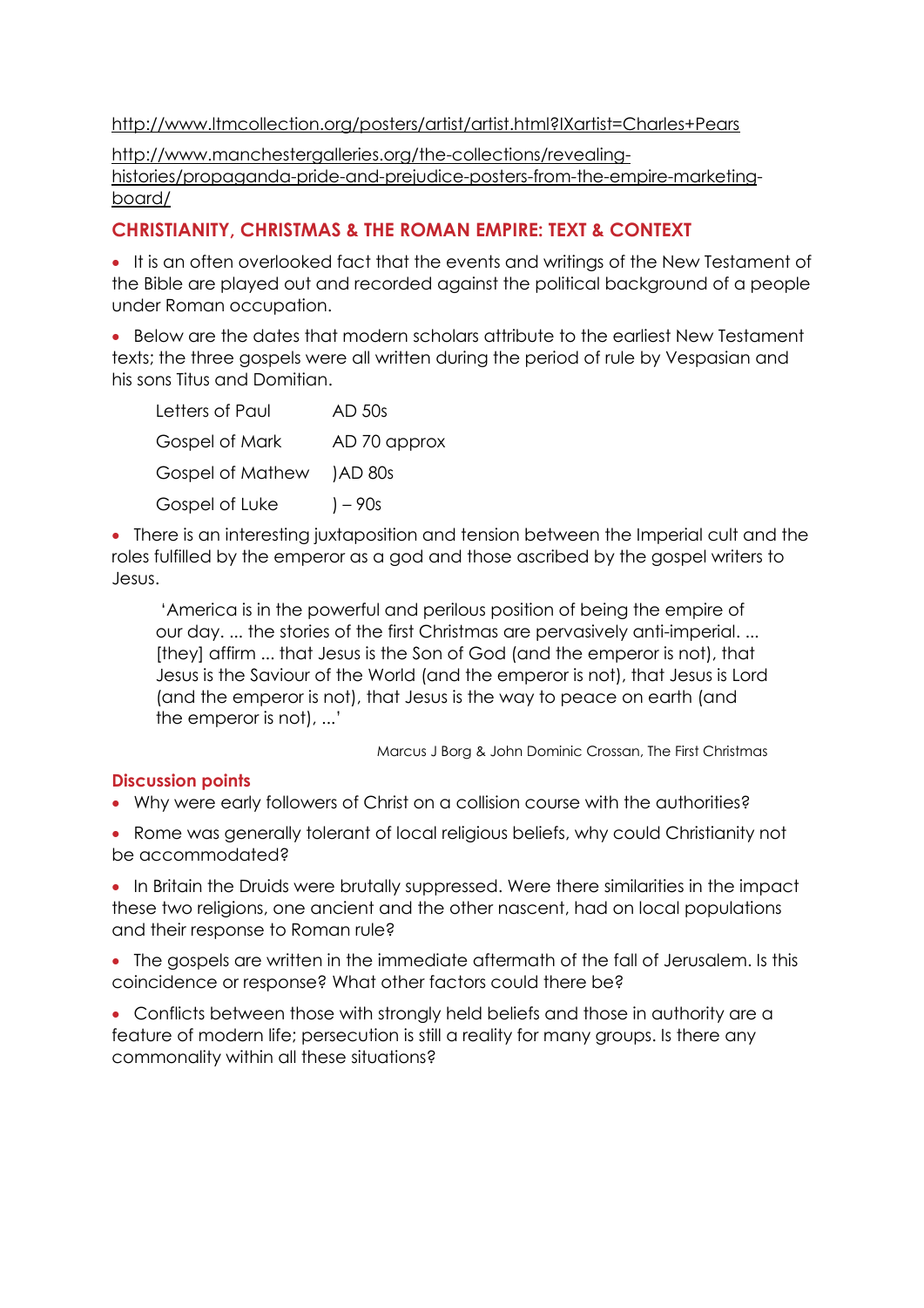http://www.ltmcollection.org/posters/artist/artist.html?IXartist=Charles+Pears

http://www.manchestergalleries.org/the-collections/revealing-histories/propaganda-pride-and-prejudice-posters-from-the-empire-marketing-board/

## CHRISTIANITY, CHRISTMAS & THE ROMAN EMPIRE: TEXT & CONTEXT

- It is an often overlooked fact that the events and writings of the New Testament of the Bible are played out and recorded against the political background of a people under Roman occupation.
- Below are the dates that modern scholars attribute to the earliest New Testament texts; the three gospels were all written during the period of rule by Vespasian and his sons Titus and Domitian.

| | |
|---|---|
| Letters of Paul | AD 50s |
| Gospel of Mark | AD 70 approx |
| Gospel of Mathew | )AD 80s |
| Gospel of Luke | ) – 90s |

- There is an interesting juxtaposition and tension between the Imperial cult and the roles fulfilled by the emperor as a god and those ascribed by the gospel writers to Jesus.

> 'America is in the powerful and perilous position of being the empire of our day. ... the stories of the first Christmas are pervasively anti-imperial. ... [they] affirm ... that Jesus is the Son of God (and the emperor is not), that Jesus is the Saviour of the World (and the emperor is not), that Jesus is Lord (and the emperor is not), that Jesus is the way to peace on earth (and the emperor is not), ...'
>
> Marcus J Borg & John Dominic Crossan, The First Christmas

### Discussion points

- Why were early followers of Christ on a collision course with the authorities?
- Rome was generally tolerant of local religious beliefs, why could Christianity not be accommodated?
- In Britain the Druids were brutally suppressed. Were there similarities in the impact these two religions, one ancient and the other nascent, had on local populations and their response to Roman rule?
- The gospels are written in the immediate aftermath of the fall of Jerusalem. Is this coincidence or response? What other factors could there be?
- Conflicts between those with strongly held beliefs and those in authority are a feature of modern life; persecution is still a reality for many groups. Is there any commonality within all these situations?